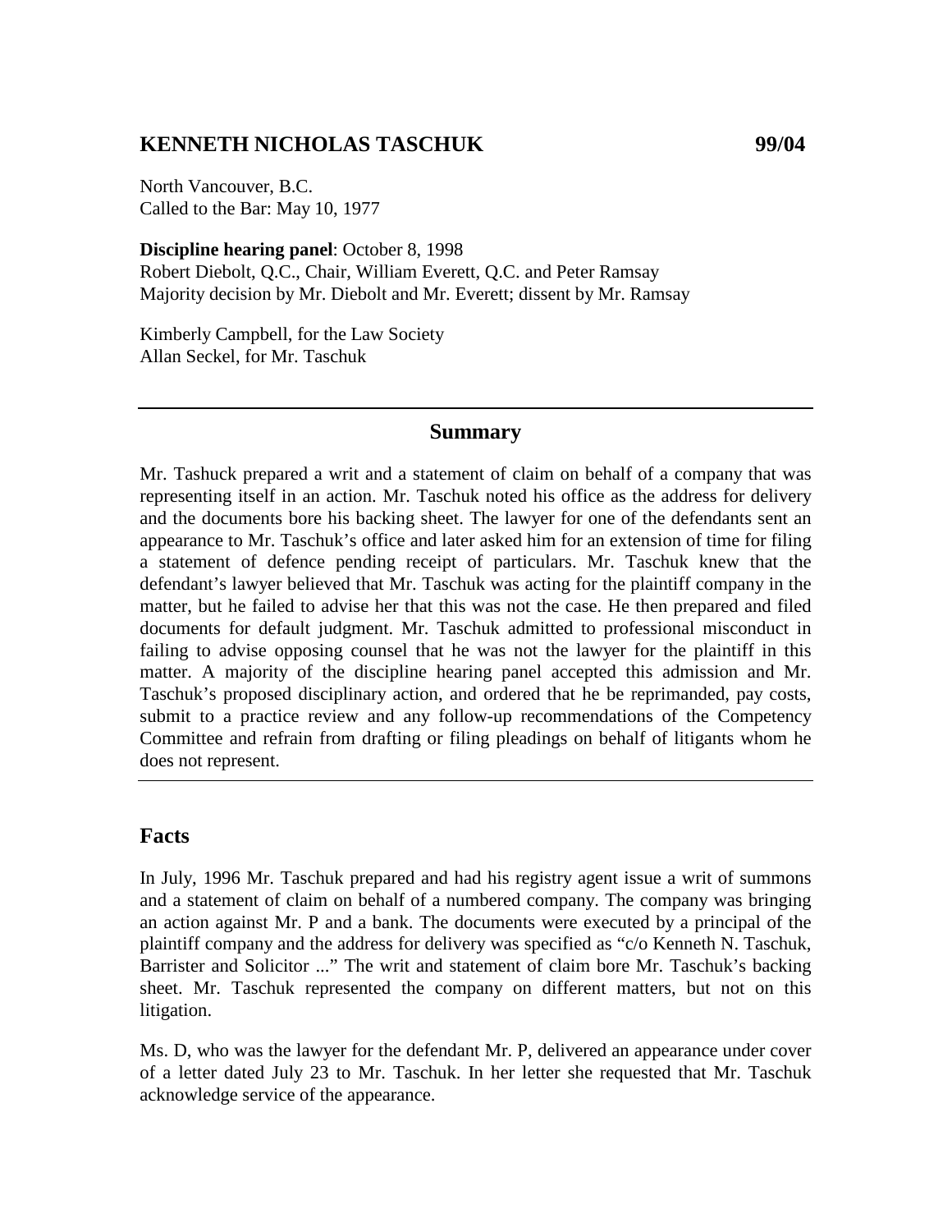## KENNETH NICHOLAS TASCHUK 99/04

North Vancouver, B.C.
Called to the Bar: May 10, 1977

**Discipline hearing panel**: October 8, 1998
Robert Diebolt, Q.C., Chair, William Everett, Q.C. and Peter Ramsay
Majority decision by Mr. Diebolt and Mr. Everett; dissent by Mr. Ramsay

Kimberly Campbell, for the Law Society
Allan Seckel, for Mr. Taschuk

---

### Summary

Mr. Tashuck prepared a writ and a statement of claim on behalf of a company that was representing itself in an action. Mr. Taschuk noted his office as the address for delivery and the documents bore his backing sheet. The lawyer for one of the defendants sent an appearance to Mr. Taschuk's office and later asked him for an extension of time for filing a statement of defence pending receipt of particulars. Mr. Taschuk knew that the defendant's lawyer believed that Mr. Taschuk was acting for the plaintiff company in the matter, but he failed to advise her that this was not the case. He then prepared and filed documents for default judgment. Mr. Taschuk admitted to professional misconduct in failing to advise opposing counsel that he was not the lawyer for the plaintiff in this matter. A majority of the discipline hearing panel accepted this admission and Mr. Taschuk's proposed disciplinary action, and ordered that he be reprimanded, pay costs, submit to a practice review and any follow-up recommendations of the Competency Committee and refrain from drafting or filing pleadings on behalf of litigants whom he does not represent.

---

## Facts

In July, 1996 Mr. Taschuk prepared and had his registry agent issue a writ of summons and a statement of claim on behalf of a numbered company. The company was bringing an action against Mr. P and a bank. The documents were executed by a principal of the plaintiff company and the address for delivery was specified as "c/o Kenneth N. Taschuk, Barrister and Solicitor ..." The writ and statement of claim bore Mr. Taschuk's backing sheet. Mr. Taschuk represented the company on different matters, but not on this litigation.

Ms. D, who was the lawyer for the defendant Mr. P, delivered an appearance under cover of a letter dated July 23 to Mr. Taschuk. In her letter she requested that Mr. Taschuk acknowledge service of the appearance.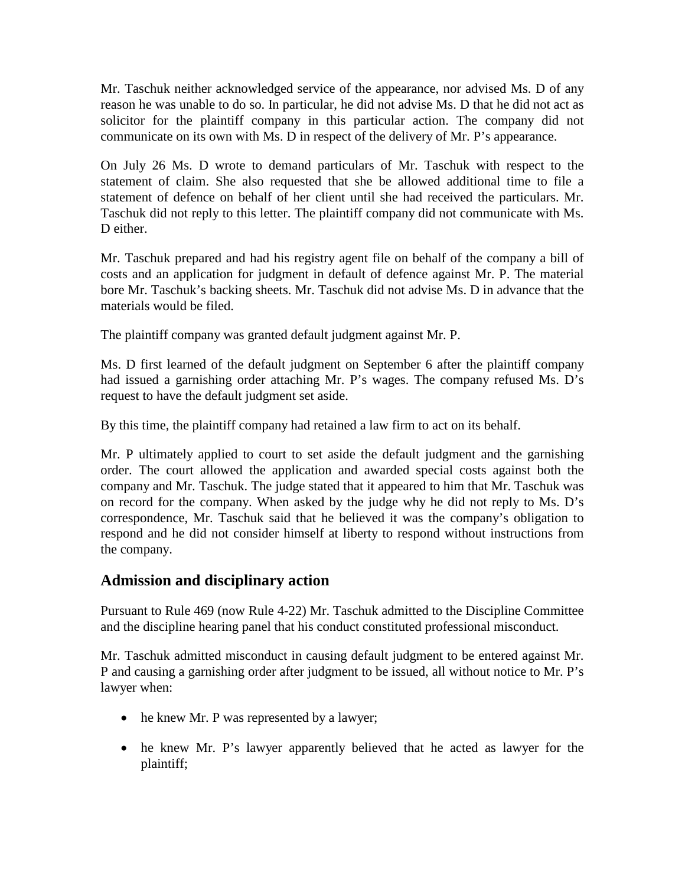Mr. Taschuk neither acknowledged service of the appearance, nor advised Ms. D of any reason he was unable to do so. In particular, he did not advise Ms. D that he did not act as solicitor for the plaintiff company in this particular action. The company did not communicate on its own with Ms. D in respect of the delivery of Mr. P's appearance.

On July 26 Ms. D wrote to demand particulars of Mr. Taschuk with respect to the statement of claim. She also requested that she be allowed additional time to file a statement of defence on behalf of her client until she had received the particulars. Mr. Taschuk did not reply to this letter. The plaintiff company did not communicate with Ms. D either.

Mr. Taschuk prepared and had his registry agent file on behalf of the company a bill of costs and an application for judgment in default of defence against Mr. P. The material bore Mr. Taschuk's backing sheets. Mr. Taschuk did not advise Ms. D in advance that the materials would be filed.

The plaintiff company was granted default judgment against Mr. P.

Ms. D first learned of the default judgment on September 6 after the plaintiff company had issued a garnishing order attaching Mr. P's wages. The company refused Ms. D's request to have the default judgment set aside.

By this time, the plaintiff company had retained a law firm to act on its behalf.

Mr. P ultimately applied to court to set aside the default judgment and the garnishing order. The court allowed the application and awarded special costs against both the company and Mr. Taschuk. The judge stated that it appeared to him that Mr. Taschuk was on record for the company. When asked by the judge why he did not reply to Ms. D's correspondence, Mr. Taschuk said that he believed it was the company's obligation to respond and he did not consider himself at liberty to respond without instructions from the company.

## Admission and disciplinary action

Pursuant to Rule 469 (now Rule 4-22) Mr. Taschuk admitted to the Discipline Committee and the discipline hearing panel that his conduct constituted professional misconduct.

Mr. Taschuk admitted misconduct in causing default judgment to be entered against Mr. P and causing a garnishing order after judgment to be issued, all without notice to Mr. P's lawyer when:

- he knew Mr. P was represented by a lawyer;
- he knew Mr. P's lawyer apparently believed that he acted as lawyer for the plaintiff;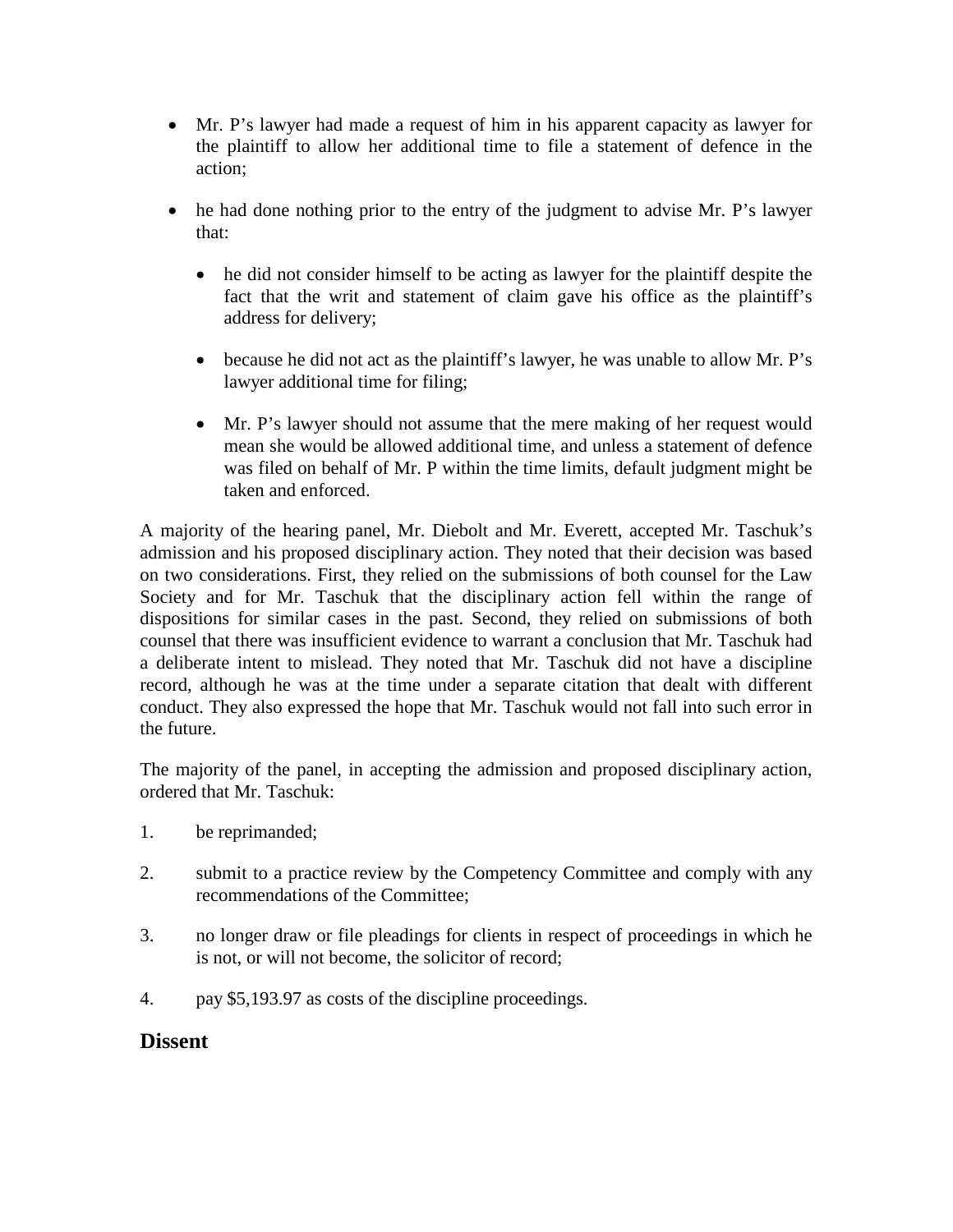- Mr. P's lawyer had made a request of him in his apparent capacity as lawyer for the plaintiff to allow her additional time to file a statement of defence in the action;

- he had done nothing prior to the entry of the judgment to advise Mr. P's lawyer that:

  - he did not consider himself to be acting as lawyer for the plaintiff despite the fact that the writ and statement of claim gave his office as the plaintiff's address for delivery;

  - because he did not act as the plaintiff's lawyer, he was unable to allow Mr. P's lawyer additional time for filing;

  - Mr. P's lawyer should not assume that the mere making of her request would mean she would be allowed additional time, and unless a statement of defence was filed on behalf of Mr. P within the time limits, default judgment might be taken and enforced.

A majority of the hearing panel, Mr. Diebolt and Mr. Everett, accepted Mr. Taschuk's admission and his proposed disciplinary action. They noted that their decision was based on two considerations. First, they relied on the submissions of both counsel for the Law Society and for Mr. Taschuk that the disciplinary action fell within the range of dispositions for similar cases in the past. Second, they relied on submissions of both counsel that there was insufficient evidence to warrant a conclusion that Mr. Taschuk had a deliberate intent to mislead. They noted that Mr. Taschuk did not have a discipline record, although he was at the time under a separate citation that dealt with different conduct. They also expressed the hope that Mr. Taschuk would not fall into such error in the future.

The majority of the panel, in accepting the admission and proposed disciplinary action, ordered that Mr. Taschuk:

1. be reprimanded;

2. submit to a practice review by the Competency Committee and comply with any recommendations of the Committee;

3. no longer draw or file pleadings for clients in respect of proceedings in which he is not, or will not become, the solicitor of record;

4. pay $5,193.97 as costs of the discipline proceedings.

## Dissent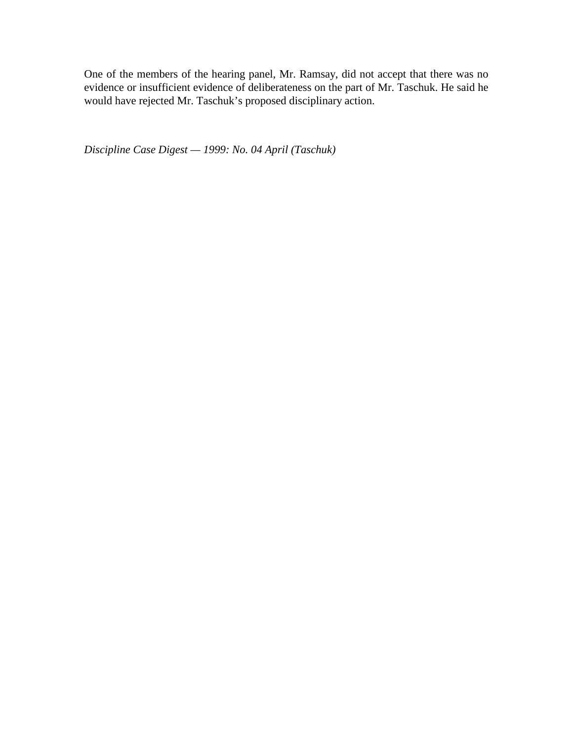One of the members of the hearing panel, Mr. Ramsay, did not accept that there was no evidence or insufficient evidence of deliberateness on the part of Mr. Taschuk. He said he would have rejected Mr. Taschuk's proposed disciplinary action.

*Discipline Case Digest — 1999: No. 04 April (Taschuk)*